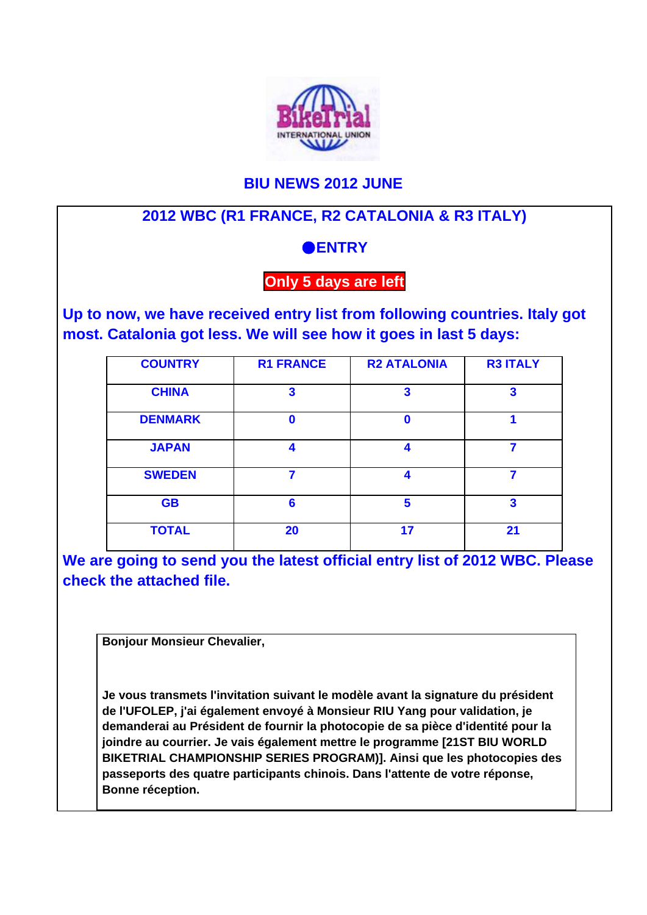## BIU NEWS 2012 JUNE

### 2012 WBC (R1 FRANCE, R2 CATALONIA & R3 ITALY)

### ●ENTRY

**Only 5 days are left**

**Up to now, we have received entry list from following countries. Italy got most. Catalonia got less. We will see how it goes in last 5 days:**

| COUNTRY | R1 FRANCE | R2 ATALONIA | R3 ITALY |
|---|---|---|---|
| CHINA | 3 | 3 | 3 |
| DENMARK | 0 | 0 | 1 |
| JAPAN | 4 | 4 | 7 |
| SWEDEN | 7 | 4 | 7 |
| GB | 6 | 5 | 3 |
| TOTAL | 20 | 17 | 21 |

**We are going to send you the latest official entry list of 2012 WBC. Please check the attached file.**

**Bonjour Monsieur Chevalier,**

**Je vous transmets l'invitation suivant le modèle avant la signature du président de l'UFOLEP, j'ai également envoyé à Monsieur RIU Yang pour validation, je demanderai au Président de fournir la photocopie de sa pièce d'identité pour la joindre au courrier. Je vais également mettre le programme [21ST BIU WORLD BIKETRIAL CHAMPIONSHIP SERIES PROGRAM)]. Ainsi que les photocopies des passeports des quatre participants chinois. Dans l'attente de votre réponse, Bonne réception.**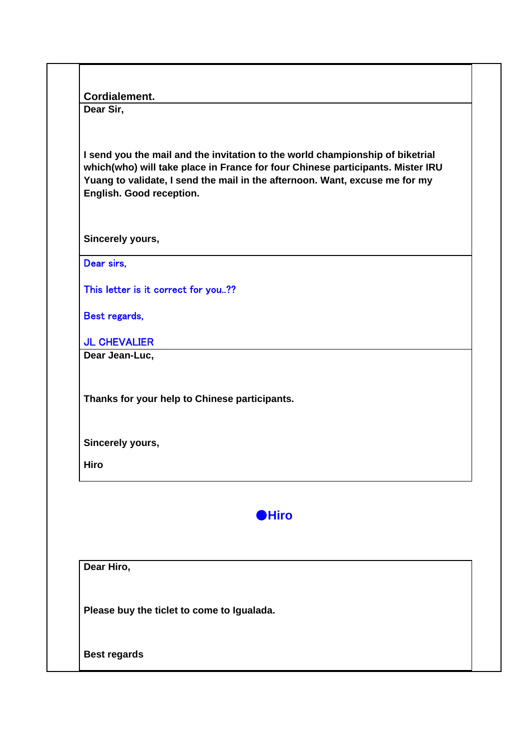**Cordialement.**

**Dear Sir,**

**I send you the mail and the invitation to the world championship of biketrial which(who) will take place in France for four Chinese participants. Mister IRU Yuang to validate, I send the mail in the afternoon. Want, excuse me for my English. Good reception.**

**Sincerely yours,**

---

Dear sirs,

This letter is it correct for you..??

Best regards,

JL CHEVALIER

---

**Dear Jean-Luc,**

**Thanks for your help to Chinese participants.**

**Sincerely yours,**

**Hiro**

---

**●Hiro**

---

**Dear Hiro,**

**Please buy the ticlet to come to Igualada.**

**Best regards**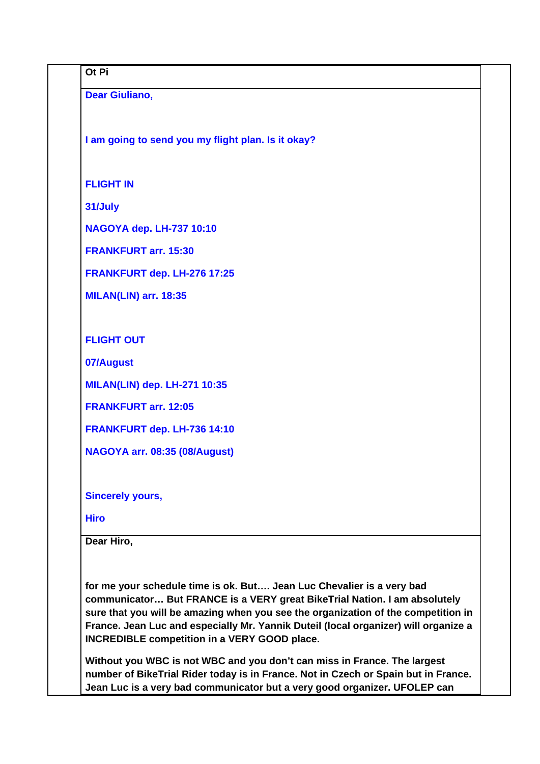**Ot Pi**

**Dear Giuliano,**

**I am going to send you my flight plan. Is it okay?**

**FLIGHT IN**

**31/July**

**NAGOYA dep. LH-737 10:10**

**FRANKFURT arr. 15:30**

**FRANKFURT dep. LH-276 17:25**

**MILAN(LIN) arr. 18:35**

**FLIGHT OUT**

**07/August**

**MILAN(LIN) dep. LH-271 10:35**

**FRANKFURT arr. 12:05**

**FRANKFURT dep. LH-736 14:10**

**NAGOYA arr. 08:35 (08/August)**

**Sincerely yours,**

**Hiro**

**Dear Hiro,**

**for me your schedule time is ok. But…. Jean Luc Chevalier is a very bad communicator… But FRANCE is a VERY great BikeTrial Nation. I am absolutely sure that you will be amazing when you see the organization of the competition in France. Jean Luc and especially Mr. Yannik Duteil (local organizer) will organize a INCREDIBLE competition in a VERY GOOD place.**

**Without you WBC is not WBC and you don't can miss in France. The largest number of BikeTrial Rider today is in France. Not in Czech or Spain but in France. Jean Luc is a very bad communicator but a very good organizer. UFOLEP can**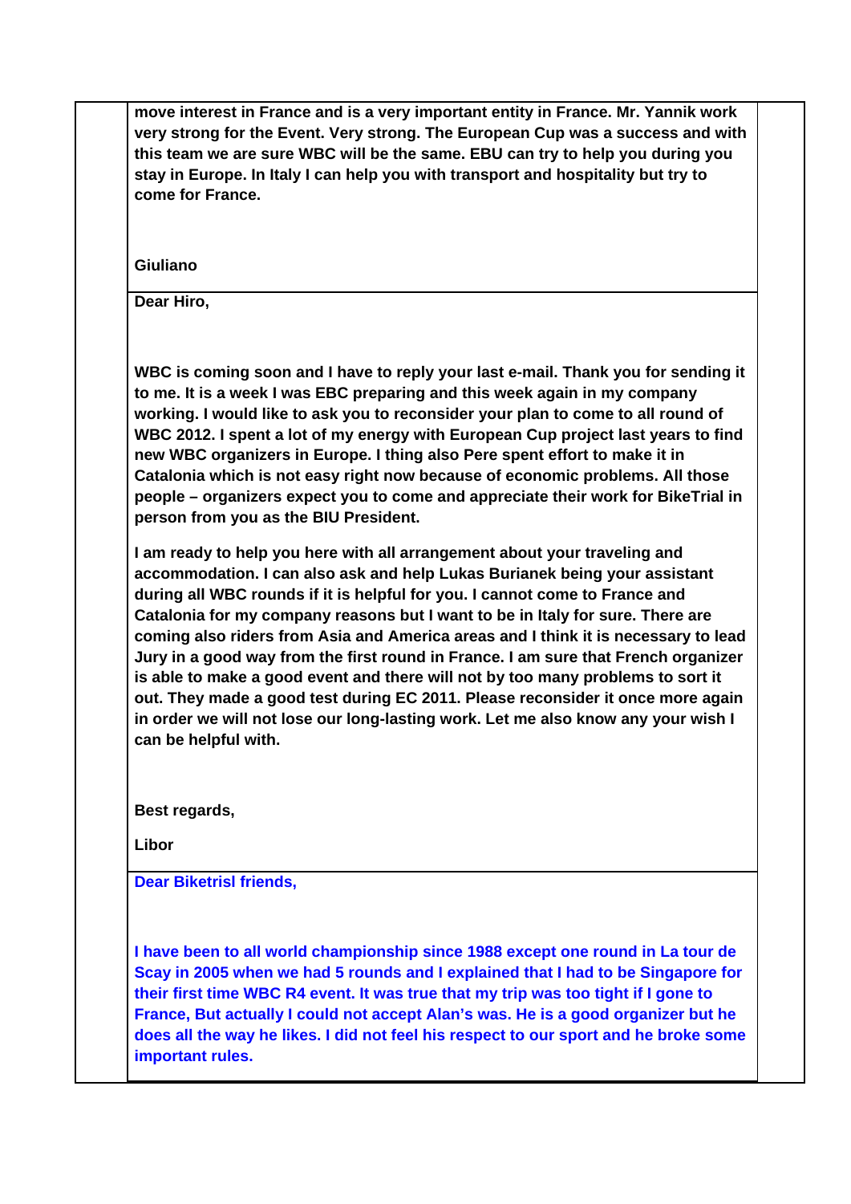**move interest in France and is a very important entity in France. Mr. Yannik work very strong for the Event. Very strong. The European Cup was a success and with this team we are sure WBC will be the same. EBU can try to help you during you stay in Europe. In Italy I can help you with transport and hospitality but try to come for France.**

**Giuliano**

**Dear Hiro,**

**WBC is coming soon and I have to reply your last e-mail. Thank you for sending it to me. It is a week I was EBC preparing and this week again in my company working. I would like to ask you to reconsider your plan to come to all round of WBC 2012. I spent a lot of my energy with European Cup project last years to find new WBC organizers in Europe. I thing also Pere spent effort to make it in Catalonia which is not easy right now because of economic problems. All those people – organizers expect you to come and appreciate their work for BikeTrial in person from you as the BIU President.**

**I am ready to help you here with all arrangement about your traveling and accommodation. I can also ask and help Lukas Burianek being your assistant during all WBC rounds if it is helpful for you. I cannot come to France and Catalonia for my company reasons but I want to be in Italy for sure. There are coming also riders from Asia and America areas and I think it is necessary to lead Jury in a good way from the first round in France. I am sure that French organizer is able to make a good event and there will not by too many problems to sort it out. They made a good test during EC 2011. Please reconsider it once more again in order we will not lose our long-lasting work. Let me also know any your wish I can be helpful with.**

**Best regards,**

**Libor**

**Dear Biketrisl friends,**

**I have been to all world championship since 1988 except one round in La tour de Scay in 2005 when we had 5 rounds and I explained that I had to be Singapore for their first time WBC R4 event. It was true that my trip was too tight if I gone to France, But actually I could not accept Alan's was. He is a good organizer but he does all the way he likes. I did not feel his respect to our sport and he broke some important rules.**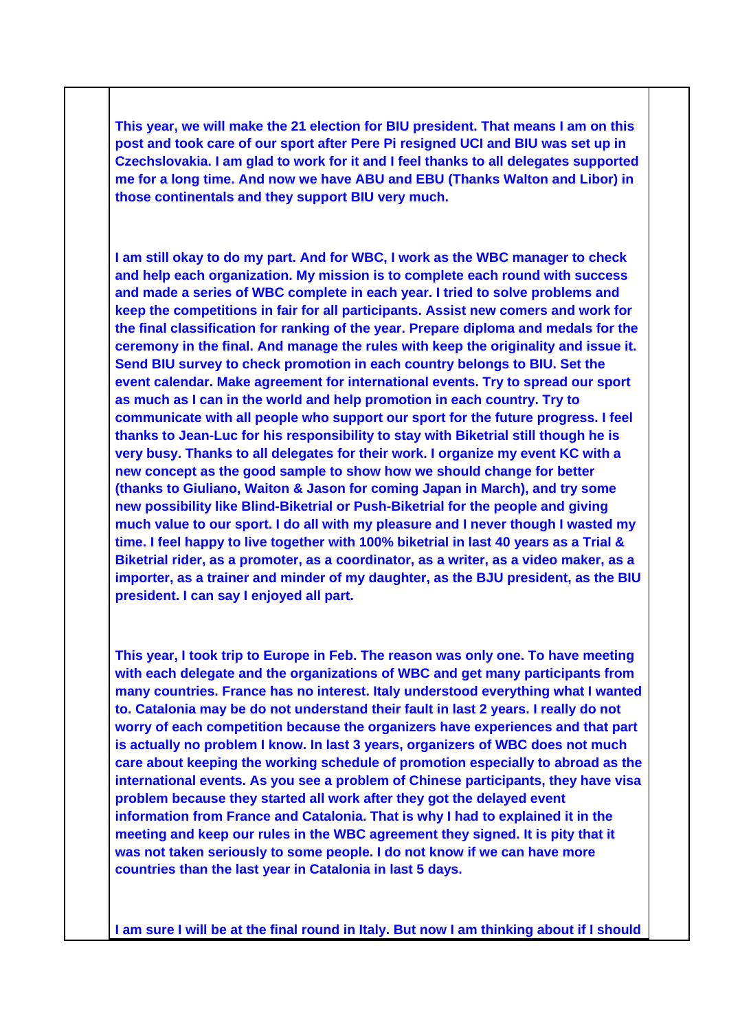**This year, we will make the 21 election for BIU president. That means I am on this post and took care of our sport after Pere Pi resigned UCI and BIU was set up in Czechslovakia. I am glad to work for it and I feel thanks to all delegates supported me for a long time. And now we have ABU and EBU (Thanks Walton and Libor) in those continentals and they support BIU very much.**

**I am still okay to do my part. And for WBC, I work as the WBC manager to check and help each organization. My mission is to complete each round with success and made a series of WBC complete in each year. I tried to solve problems and keep the competitions in fair for all participants. Assist new comers and work for the final classification for ranking of the year. Prepare diploma and medals for the ceremony in the final. And manage the rules with keep the originality and issue it. Send BIU survey to check promotion in each country belongs to BIU. Set the event calendar. Make agreement for international events. Try to spread our sport as much as I can in the world and help promotion in each country. Try to communicate with all people who support our sport for the future progress. I feel thanks to Jean-Luc for his responsibility to stay with Biketrial still though he is very busy. Thanks to all delegates for their work. I organize my event KC with a new concept as the good sample to show how we should change for better (thanks to Giuliano, Waiton & Jason for coming Japan in March), and try some new possibility like Blind-Biketrial or Push-Biketrial for the people and giving much value to our sport. I do all with my pleasure and I never though I wasted my time. I feel happy to live together with 100% biketrial in last 40 years as a Trial & Biketrial rider, as a promoter, as a coordinator, as a writer, as a video maker, as a importer, as a trainer and minder of my daughter, as the BJU president, as the BIU president. I can say I enjoyed all part.**

**This year, I took trip to Europe in Feb. The reason was only one. To have meeting with each delegate and the organizations of WBC and get many participants from many countries. France has no interest. Italy understood everything what I wanted to. Catalonia may be do not understand their fault in last 2 years. I really do not worry of each competition because the organizers have experiences and that part is actually no problem I know. In last 3 years, organizers of WBC does not much care about keeping the working schedule of promotion especially to abroad as the international events. As you see a problem of Chinese participants, they have visa problem because they started all work after they got the delayed event information from France and Catalonia. That is why I had to explained it in the meeting and keep our rules in the WBC agreement they signed. It is pity that it was not taken seriously to some people. I do not know if we can have more countries than the last year in Catalonia in last 5 days.**

**I am sure I will be at the final round in Italy. But now I am thinking about if I should**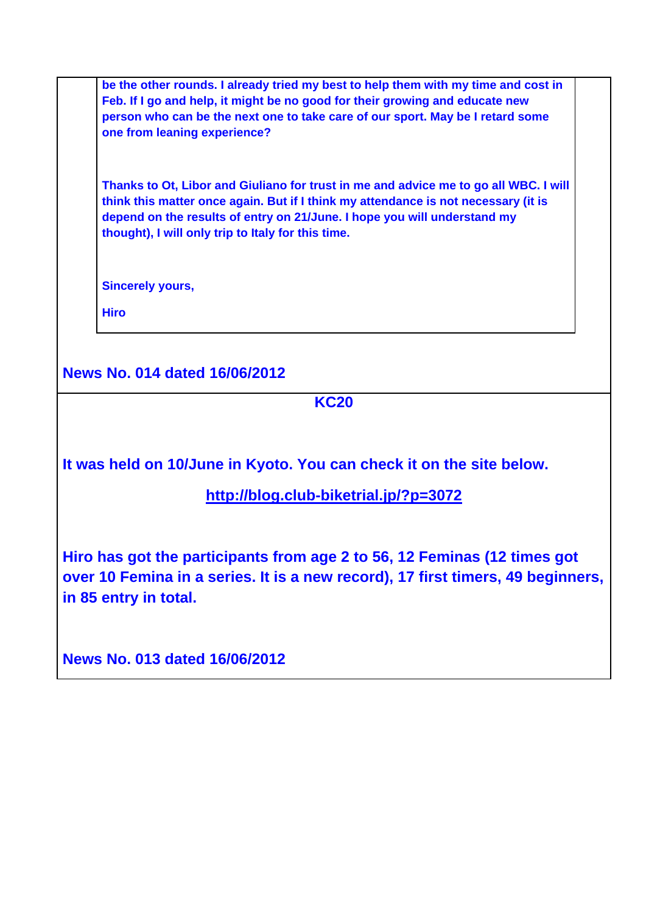**be the other rounds. I already tried my best to help them with my time and cost in Feb. If I go and help, it might be no good for their growing and educate new person who can be the next one to take care of our sport. May be I retard some one from leaning experience?**

**Thanks to Ot, Libor and Giuliano for trust in me and advice me to go all WBC. I will think this matter once again. But if I think my attendance is not necessary (it is depend on the results of entry on 21/June. I hope you will understand my thought), I will only trip to Italy for this time.**

**Sincerely yours,**

**Hiro**

**News No. 014 dated 16/06/2012**

**KC20**

**It was held on 10/June in Kyoto. You can check it on the site below.**

**http://blog.club-biketrial.jp/?p=3072**

**Hiro has got the participants from age 2 to 56, 12 Feminas (12 times got over 10 Femina in a series. It is a new record), 17 first timers, 49 beginners, in 85 entry in total.**

**News No. 013 dated 16/06/2012**